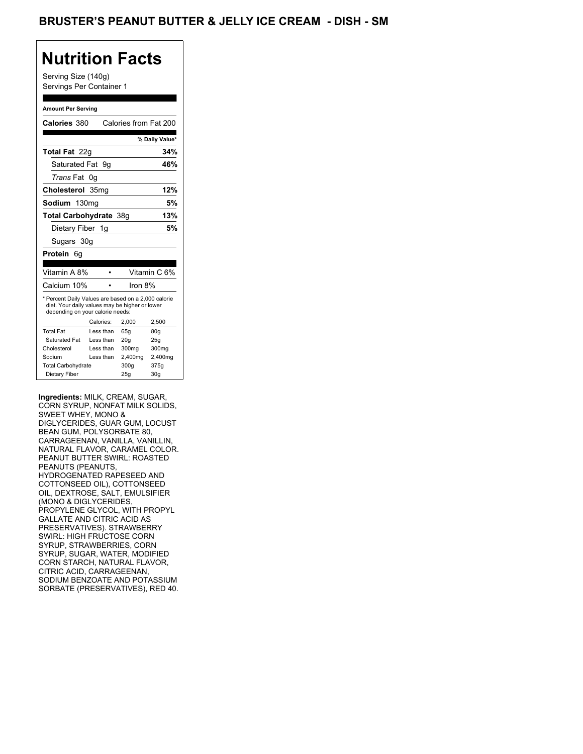# BRUSTER'S PEANUT BUTTER & JELLY ICE CREAM - DISH - SM

## Nutrition Facts

Serving Size (140g)
Servings Per Container 1

**Amount Per Serving**

**Calories** 380 Calories from Fat 200

| | % Daily Value* |
|---|---|
| **Total Fat** 22g | **34%** |
| Saturated Fat 9g | **46%** |
| *Trans* Fat 0g | |
| **Cholesterol** 35mg | **12%** |
| **Sodium** 130mg | **5%** |
| **Total Carbohydrate** 38g | **13%** |
| Dietary Fiber 1g | **5%** |
| Sugars 30g | |
| **Protein** 6g | |

| | |
|---|---|
| Vitamin A 8% | Vitamin C 6% |
| Calcium 10% | Iron 8% |

* Percent Daily Values are based on a 2,000 calorie diet. Your daily values may be higher or lower depending on your calorie needs:

| | Calories: | 2,000 | 2,500 |
|---|---|---|---|
| Total Fat | Less than | 65g | 80g |
| Saturated Fat | Less than | 20g | 25g |
| Cholesterol | Less than | 300mg | 300mg |
| Sodium | Less than | 2,400mg | 2,400mg |
| Total Carbohydrate | | 300g | 375g |
| Dietary Fiber | | 25g | 30g |

**Ingredients:** MILK, CREAM, SUGAR, CORN SYRUP, NONFAT MILK SOLIDS, SWEET WHEY, MONO & DIGLYCERIDES, GUAR GUM, LOCUST BEAN GUM, POLYSORBATE 80, CARRAGEENAN, VANILLA, VANILLIN, NATURAL FLAVOR, CARAMEL COLOR. PEANUT BUTTER SWIRL: ROASTED PEANUTS (PEANUTS, HYDROGENATED RAPESEED AND COTTONSEED OIL), COTTONSEED OIL, DEXTROSE, SALT, EMULSIFIER (MONO & DIGLYCERIDES, PROPYLENE GLYCOL, WITH PROPYL GALLATE AND CITRIC ACID AS PRESERVATIVES). STRAWBERRY SWIRL: HIGH FRUCTOSE CORN SYRUP, STRAWBERRIES, CORN SYRUP, SUGAR, WATER, MODIFIED CORN STARCH, NATURAL FLAVOR, CITRIC ACID, CARRAGEENAN, SODIUM BENZOATE AND POTASSIUM SORBATE (PRESERVATIVES), RED 40.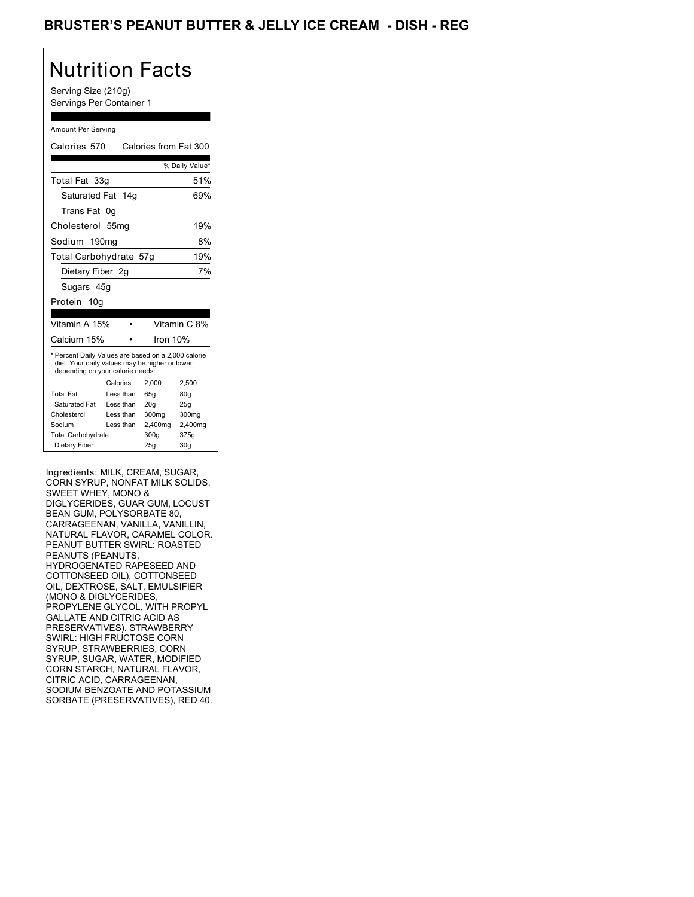# BRUSTER'S PEANUT BUTTER & JELLY ICE CREAM - DISH - REG

## Nutrition Facts

Serving Size (210g)
Servings Per Container 1

Amount Per Serving

Calories 570 Calories from Fat 300

| | % Daily Value* |
|---|---|
| Total Fat 33g | 51% |
| Saturated Fat 14g | 69% |
| Trans Fat 0g | |
| Cholesterol 55mg | 19% |
| Sodium 190mg | 8% |
| Total Carbohydrate 57g | 19% |
| Dietary Fiber 2g | 7% |
| Sugars 45g | |
| Protein 10g | |

| | |
|---|---|
| Vitamin A 15% | Vitamin C 8% |
| Calcium 15% | Iron 10% |

* Percent Daily Values are based on a 2,000 calorie diet. Your daily values may be higher or lower depending on your calorie needs:

| | Calories: | 2,000 | 2,500 |
|---|---|---|---|
| Total Fat | Less than | 65g | 80g |
| Saturated Fat | Less than | 20g | 25g |
| Cholesterol | Less than | 300mg | 300mg |
| Sodium | Less than | 2,400mg | 2,400mg |
| Total Carbohydrate | | 300g | 375g |
| Dietary Fiber | | 25g | 30g |

Ingredients: MILK, CREAM, SUGAR, CORN SYRUP, NONFAT MILK SOLIDS, SWEET WHEY, MONO & DIGLYCERIDES, GUAR GUM, LOCUST BEAN GUM, POLYSORBATE 80, CARRAGEENAN, VANILLA, VANILLIN, NATURAL FLAVOR, CARAMEL COLOR. PEANUT BUTTER SWIRL: ROASTED PEANUTS (PEANUTS, HYDROGENATED RAPESEED AND COTTONSEED OIL), COTTONSEED OIL, DEXTROSE, SALT, EMULSIFIER (MONO & DIGLYCERIDES, PROPYLENE GLYCOL, WITH PROPYL GALLATE AND CITRIC ACID AS PRESERVATIVES). STRAWBERRY SWIRL: HIGH FRUCTOSE CORN SYRUP, STRAWBERRIES, CORN SYRUP, SUGAR, WATER, MODIFIED CORN STARCH, NATURAL FLAVOR, CITRIC ACID, CARRAGEENAN, SODIUM BENZOATE AND POTASSIUM SORBATE (PRESERVATIVES), RED 40.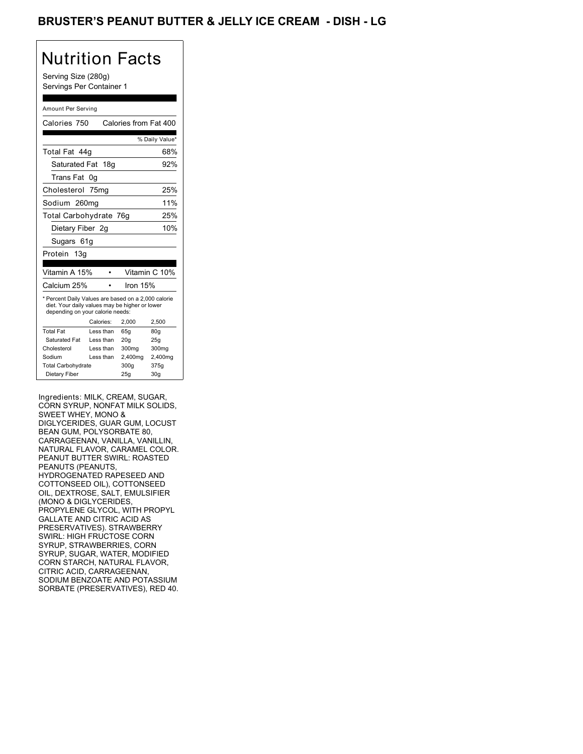# BRUSTER'S PEANUT BUTTER & JELLY ICE CREAM - DISH - LG

## Nutrition Facts

Serving Size (280g)
Servings Per Container 1

Amount Per Serving

Calories 750 Calories from Fat 400

| | % Daily Value* |
|---|---|
| Total Fat 44g | 68% |
| Saturated Fat 18g | 92% |
| Trans Fat 0g | |
| Cholesterol 75mg | 25% |
| Sodium 260mg | 11% |
| Total Carbohydrate 76g | 25% |
| Dietary Fiber 2g | 10% |
| Sugars 61g | |
| Protein 13g | |

| | |
|---|---|
| Vitamin A 15% | Vitamin C 10% |
| Calcium 25% | Iron 15% |

* Percent Daily Values are based on a 2,000 calorie diet. Your daily values may be higher or lower depending on your calorie needs:

| | Calories: | 2,000 | 2,500 |
|---|---|---|---|
| Total Fat | Less than | 65g | 80g |
| Saturated Fat | Less than | 20g | 25g |
| Cholesterol | Less than | 300mg | 300mg |
| Sodium | Less than | 2,400mg | 2,400mg |
| Total Carbohydrate | | 300g | 375g |
| Dietary Fiber | | 25g | 30g |

Ingredients: MILK, CREAM, SUGAR, CORN SYRUP, NONFAT MILK SOLIDS, SWEET WHEY, MONO & DIGLYCERIDES, GUAR GUM, LOCUST BEAN GUM, POLYSORBATE 80, CARRAGEENAN, VANILLA, VANILLIN, NATURAL FLAVOR, CARAMEL COLOR. PEANUT BUTTER SWIRL: ROASTED PEANUTS (PEANUTS, HYDROGENATED RAPESEED AND COTTONSEED OIL), COTTONSEED OIL, DEXTROSE, SALT, EMULSIFIER (MONO & DIGLYCERIDES, PROPYLENE GLYCOL, WITH PROPYL GALLATE AND CITRIC ACID AS PRESERVATIVES). STRAWBERRY SWIRL: HIGH FRUCTOSE CORN SYRUP, STRAWBERRIES, CORN SYRUP, SUGAR, WATER, MODIFIED CORN STARCH, NATURAL FLAVOR, CITRIC ACID, CARRAGEENAN, SODIUM BENZOATE AND POTASSIUM SORBATE (PRESERVATIVES), RED 40.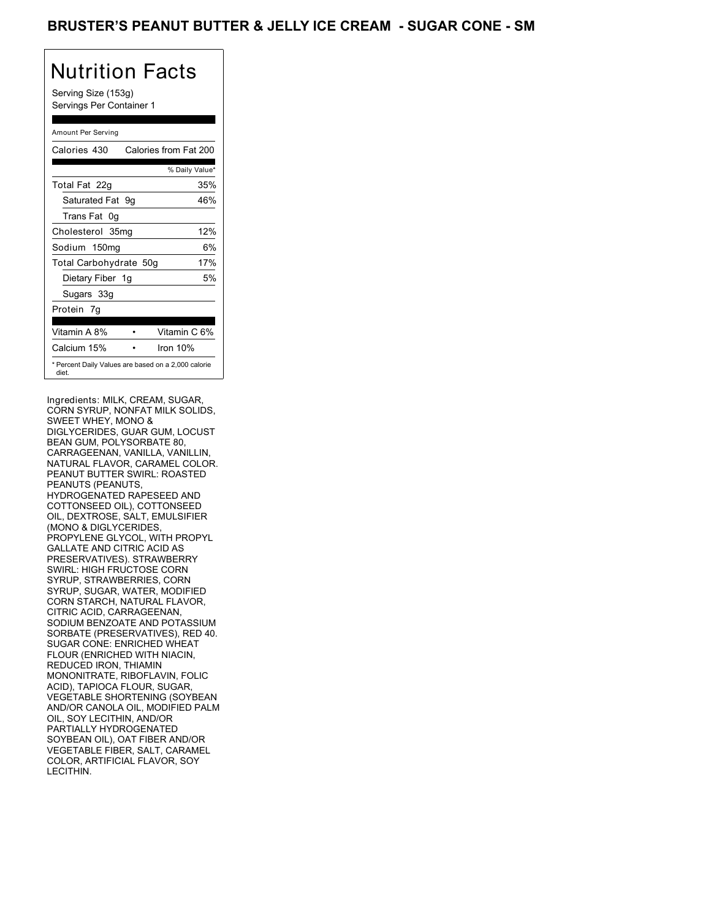# BRUSTER'S PEANUT BUTTER & JELLY ICE CREAM - SUGAR CONE - SM

## Nutrition Facts

Serving Size (153g)
Servings Per Container 1

Amount Per Serving

| Calories 430 | Calories from Fat 200 |
|---|---|
| | % Daily Value* |
| Total Fat 22g | 35% |
| Saturated Fat 9g | 46% |
| Trans Fat 0g | |
| Cholesterol 35mg | 12% |
| Sodium 150mg | 6% |
| Total Carbohydrate 50g | 17% |
| Dietary Fiber 1g | 5% |
| Sugars 33g | |
| Protein 7g | |

| Vitamin A 8% | • | Vitamin C 6% |
|---|---|---|
| Calcium 15% | • | Iron 10% |

* Percent Daily Values are based on a 2,000 calorie diet.

Ingredients: MILK, CREAM, SUGAR, CORN SYRUP, NONFAT MILK SOLIDS, SWEET WHEY, MONO & DIGLYCERIDES, GUAR GUM, LOCUST BEAN GUM, POLYSORBATE 80, CARRAGEENAN, VANILLA, VANILLIN, NATURAL FLAVOR, CARAMEL COLOR. PEANUT BUTTER SWIRL: ROASTED PEANUTS (PEANUTS, HYDROGENATED RAPESEED AND COTTONSEED OIL), COTTONSEED OIL, DEXTROSE, SALT, EMULSIFIER (MONO & DIGLYCERIDES, PROPYLENE GLYCOL, WITH PROPYL GALLATE AND CITRIC ACID AS PRESERVATIVES). STRAWBERRY SWIRL: HIGH FRUCTOSE CORN SYRUP, STRAWBERRIES, CORN SYRUP, SUGAR, WATER, MODIFIED CORN STARCH, NATURAL FLAVOR, CITRIC ACID, CARRAGEENAN, SODIUM BENZOATE AND POTASSIUM SORBATE (PRESERVATIVES), RED 40. SUGAR CONE: ENRICHED WHEAT FLOUR (ENRICHED WITH NIACIN, REDUCED IRON, THIAMIN MONONITRATE, RIBOFLAVIN, FOLIC ACID), TAPIOCA FLOUR, SUGAR, VEGETABLE SHORTENING (SOYBEAN AND/OR CANOLA OIL, MODIFIED PALM OIL, SOY LECITHIN, AND/OR PARTIALLY HYDROGENATED SOYBEAN OIL), OAT FIBER AND/OR VEGETABLE FIBER, SALT, CARAMEL COLOR, ARTIFICIAL FLAVOR, SOY LECITHIN.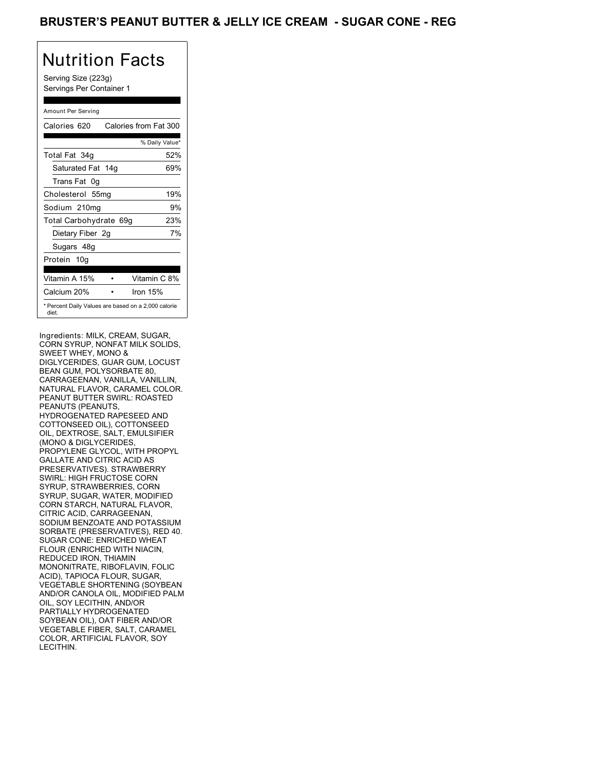# BRUSTER'S PEANUT BUTTER & JELLY ICE CREAM - SUGAR CONE - REG

## Nutrition Facts

Serving Size (223g)
Servings Per Container 1

Amount Per Serving

| Calories 620 | Calories from Fat 300 |
|---|---|
| | % Daily Value* |
| Total Fat 34g | 52% |
| Saturated Fat 14g | 69% |
| Trans Fat 0g | |
| Cholesterol 55mg | 19% |
| Sodium 210mg | 9% |
| Total Carbohydrate 69g | 23% |
| Dietary Fiber 2g | 7% |
| Sugars 48g | |
| Protein 10g | |
| Vitamin A 15% | Vitamin C 8% |
| Calcium 20% | Iron 15% |

* Percent Daily Values are based on a 2,000 calorie diet.

Ingredients: MILK, CREAM, SUGAR, CORN SYRUP, NONFAT MILK SOLIDS, SWEET WHEY, MONO & DIGLYCERIDES, GUAR GUM, LOCUST BEAN GUM, POLYSORBATE 80, CARRAGEENAN, VANILLA, VANILLIN, NATURAL FLAVOR, CARAMEL COLOR. PEANUT BUTTER SWIRL: ROASTED PEANUTS (PEANUTS, HYDROGENATED RAPESEED AND COTTONSEED OIL), COTTONSEED OIL, DEXTROSE, SALT, EMULSIFIER (MONO & DIGLYCERIDES, PROPYLENE GLYCOL, WITH PROPYL GALLATE AND CITRIC ACID AS PRESERVATIVES). STRAWBERRY SWIRL: HIGH FRUCTOSE CORN SYRUP, STRAWBERRIES, CORN SYRUP, SUGAR, WATER, MODIFIED CORN STARCH, NATURAL FLAVOR, CITRIC ACID, CARRAGEENAN, SODIUM BENZOATE AND POTASSIUM SORBATE (PRESERVATIVES), RED 40. SUGAR CONE: ENRICHED WHEAT FLOUR (ENRICHED WITH NIACIN, REDUCED IRON, THIAMIN MONONITRATE, RIBOFLAVIN, FOLIC ACID), TAPIOCA FLOUR, SUGAR, VEGETABLE SHORTENING (SOYBEAN AND/OR CANOLA OIL, MODIFIED PALM OIL, SOY LECITHIN, AND/OR PARTIALLY HYDROGENATED SOYBEAN OIL), OAT FIBER AND/OR VEGETABLE FIBER, SALT, CARAMEL COLOR, ARTIFICIAL FLAVOR, SOY LECITHIN.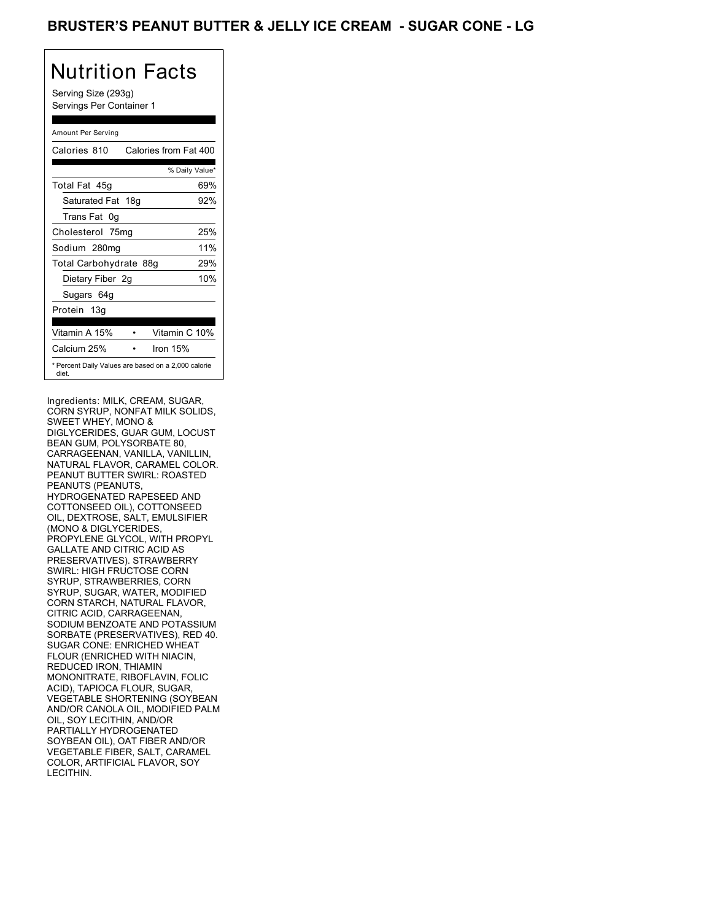# BRUSTER'S PEANUT BUTTER & JELLY ICE CREAM - SUGAR CONE - LG

## Nutrition Facts

Serving Size (293g)
Servings Per Container 1

Amount Per Serving

| Calories 810 | Calories from Fat 400 |
|---|---|
| | % Daily Value* |
| Total Fat 45g | 69% |
| Saturated Fat 18g | 92% |
| Trans Fat 0g | |
| Cholesterol 75mg | 25% |
| Sodium 280mg | 11% |
| Total Carbohydrate 88g | 29% |
| Dietary Fiber 2g | 10% |
| Sugars 64g | |
| Protein 13g | |

| Vitamin A 15% | • | Vitamin C 10% |
|---|---|---|
| Calcium 25% | • | Iron 15% |

\* Percent Daily Values are based on a 2,000 calorie diet.

Ingredients: MILK, CREAM, SUGAR, CORN SYRUP, NONFAT MILK SOLIDS, SWEET WHEY, MONO & DIGLYCERIDES, GUAR GUM, LOCUST BEAN GUM, POLYSORBATE 80, CARRAGEENAN, VANILLA, VANILLIN, NATURAL FLAVOR, CARAMEL COLOR. PEANUT BUTTER SWIRL: ROASTED PEANUTS (PEANUTS, HYDROGENATED RAPESEED AND COTTONSEED OIL), COTTONSEED OIL, DEXTROSE, SALT, EMULSIFIER (MONO & DIGLYCERIDES, PROPYLENE GLYCOL, WITH PROPYL GALLATE AND CITRIC ACID AS PRESERVATIVES). STRAWBERRY SWIRL: HIGH FRUCTOSE CORN SYRUP, STRAWBERRIES, CORN SYRUP, SUGAR, WATER, MODIFIED CORN STARCH, NATURAL FLAVOR, CITRIC ACID, CARRAGEENAN, SODIUM BENZOATE AND POTASSIUM SORBATE (PRESERVATIVES), RED 40. SUGAR CONE: ENRICHED WHEAT FLOUR (ENRICHED WITH NIACIN, REDUCED IRON, THIAMIN MONONITRATE, RIBOFLAVIN, FOLIC ACID), TAPIOCA FLOUR, SUGAR, VEGETABLE SHORTENING (SOYBEAN AND/OR CANOLA OIL, MODIFIED PALM OIL, SOY LECITHIN, AND/OR PARTIALLY HYDROGENATED SOYBEAN OIL), OAT FIBER AND/OR VEGETABLE FIBER, SALT, CARAMEL COLOR, ARTIFICIAL FLAVOR, SOY LECITHIN.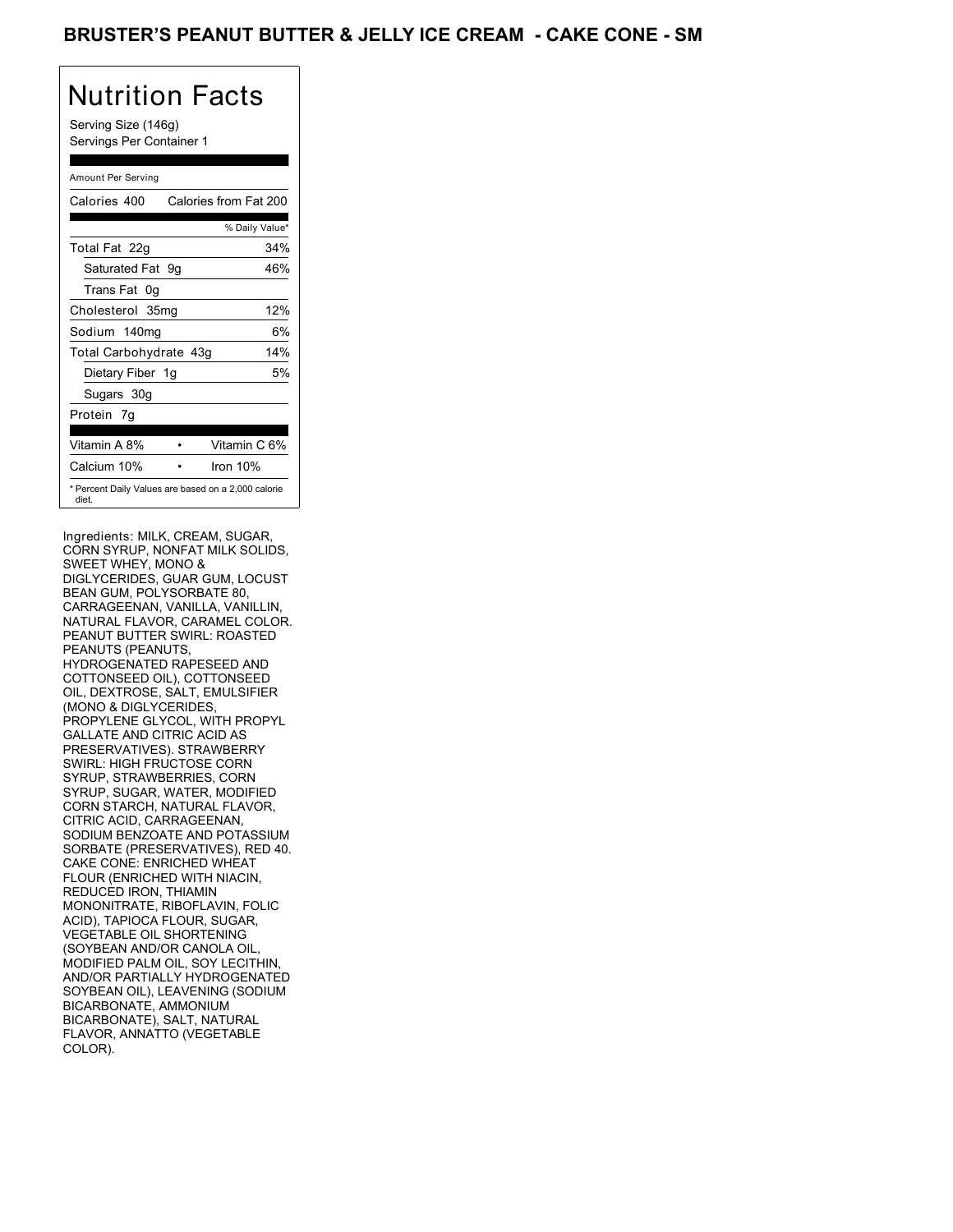# BRUSTER'S PEANUT BUTTER & JELLY ICE CREAM - CAKE CONE - SM

## Nutrition Facts

Serving Size (146g)
Servings Per Container 1

Amount Per Serving

| Calories 400 | Calories from Fat 200 |
|---|---|
| | % Daily Value* |
| Total Fat 22g | 34% |
| Saturated Fat 9g | 46% |
| Trans Fat 0g | |
| Cholesterol 35mg | 12% |
| Sodium 140mg | 6% |
| Total Carbohydrate 43g | 14% |
| Dietary Fiber 1g | 5% |
| Sugars 30g | |
| Protein 7g | |
| Vitamin A 8% | Vitamin C 6% |
| Calcium 10% | Iron 10% |

* Percent Daily Values are based on a 2,000 calorie diet.

Ingredients: MILK, CREAM, SUGAR, CORN SYRUP, NONFAT MILK SOLIDS, SWEET WHEY, MONO & DIGLYCERIDES, GUAR GUM, LOCUST BEAN GUM, POLYSORBATE 80, CARRAGEENAN, VANILLA, VANILLIN, NATURAL FLAVOR, CARAMEL COLOR. PEANUT BUTTER SWIRL: ROASTED PEANUTS (PEANUTS, HYDROGENATED RAPESEED AND COTTONSEED OIL), COTTONSEED OIL, DEXTROSE, SALT, EMULSIFIER (MONO & DIGLYCERIDES, PROPYLENE GLYCOL, WITH PROPYL GALLATE AND CITRIC ACID AS PRESERVATIVES). STRAWBERRY SWIRL: HIGH FRUCTOSE CORN SYRUP, STRAWBERRIES, CORN SYRUP, SUGAR, WATER, MODIFIED CORN STARCH, NATURAL FLAVOR, CITRIC ACID, CARRAGEENAN, SODIUM BENZOATE AND POTASSIUM SORBATE (PRESERVATIVES), RED 40. CAKE CONE: ENRICHED WHEAT FLOUR (ENRICHED WITH NIACIN, REDUCED IRON, THIAMIN MONONITRATE, RIBOFLAVIN, FOLIC ACID), TAPIOCA FLOUR, SUGAR, VEGETABLE OIL SHORTENING (SOYBEAN AND/OR CANOLA OIL, MODIFIED PALM OIL, SOY LECITHIN, AND/OR PARTIALLY HYDROGENATED SOYBEAN OIL), LEAVENING (SODIUM BICARBONATE, AMMONIUM BICARBONATE), SALT, NATURAL FLAVOR, ANNATTO (VEGETABLE COLOR).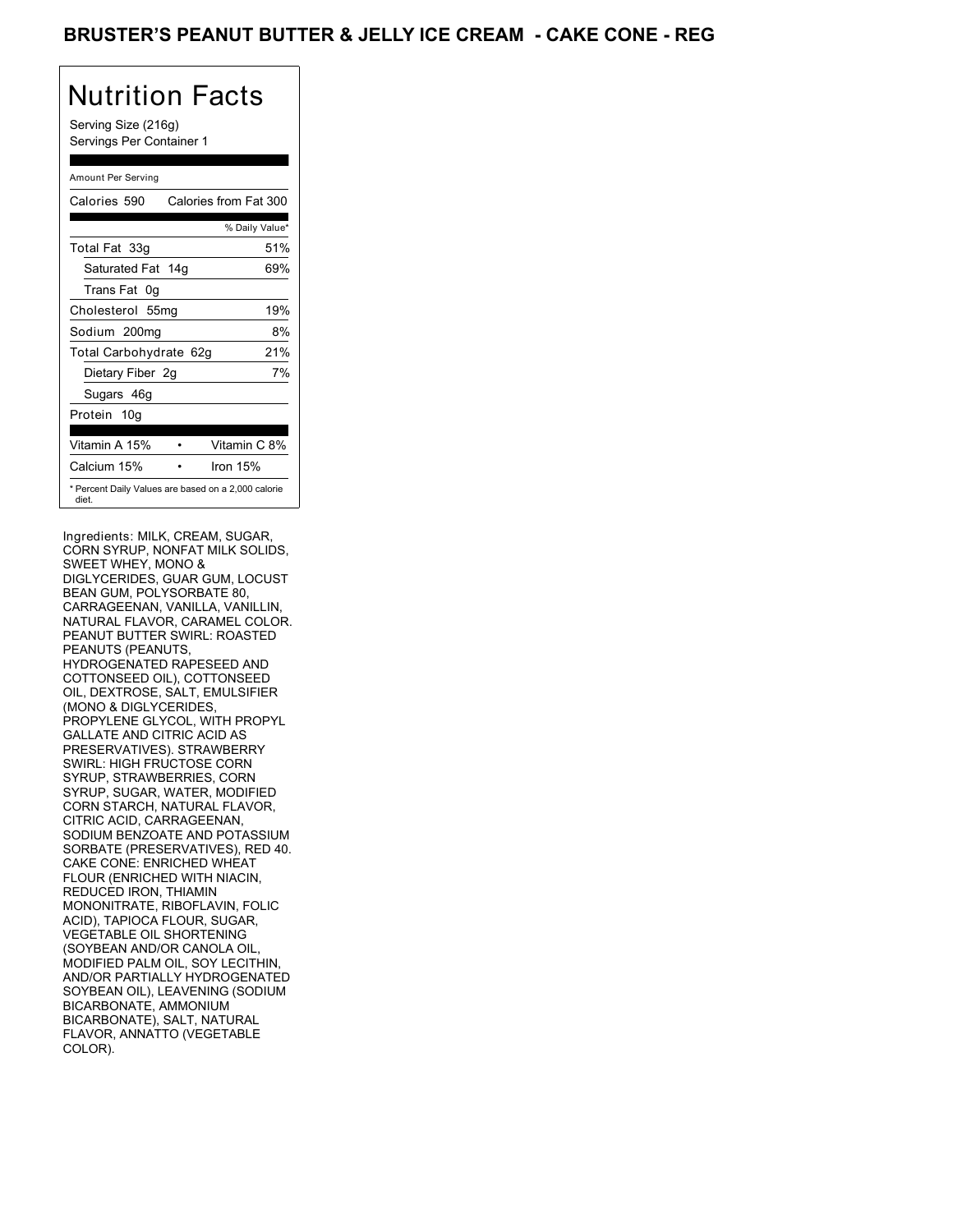# BRUSTER'S PEANUT BUTTER & JELLY ICE CREAM - CAKE CONE - REG

## Nutrition Facts

Serving Size (216g)
Servings Per Container 1

Amount Per Serving

| Calories 590 | Calories from Fat 300 |
|---|---|
| | % Daily Value* |
| Total Fat 33g | 51% |
| Saturated Fat 14g | 69% |
| Trans Fat 0g | |
| Cholesterol 55mg | 19% |
| Sodium 200mg | 8% |
| Total Carbohydrate 62g | 21% |
| Dietary Fiber 2g | 7% |
| Sugars 46g | |
| Protein 10g | |

| Vitamin A 15% | • | Vitamin C 8% |
|---|---|---|
| Calcium 15% | • | Iron 15% |

* Percent Daily Values are based on a 2,000 calorie diet.

Ingredients: MILK, CREAM, SUGAR, CORN SYRUP, NONFAT MILK SOLIDS, SWEET WHEY, MONO & DIGLYCERIDES, GUAR GUM, LOCUST BEAN GUM, POLYSORBATE 80, CARRAGEENAN, VANILLA, VANILLIN, NATURAL FLAVOR, CARAMEL COLOR. PEANUT BUTTER SWIRL: ROASTED PEANUTS (PEANUTS, HYDROGENATED RAPESEED AND COTTONSEED OIL), COTTONSEED OIL, DEXTROSE, SALT, EMULSIFIER (MONO & DIGLYCERIDES, PROPYLENE GLYCOL, WITH PROPYL GALLATE AND CITRIC ACID AS PRESERVATIVES). STRAWBERRY SWIRL: HIGH FRUCTOSE CORN SYRUP, STRAWBERRIES, CORN SYRUP, SUGAR, WATER, MODIFIED CORN STARCH, NATURAL FLAVOR, CITRIC ACID, CARRAGEENAN, SODIUM BENZOATE AND POTASSIUM SORBATE (PRESERVATIVES), RED 40. CAKE CONE: ENRICHED WHEAT FLOUR (ENRICHED WITH NIACIN, REDUCED IRON, THIAMIN MONONITRATE, RIBOFLAVIN, FOLIC ACID), TAPIOCA FLOUR, SUGAR, VEGETABLE OIL SHORTENING (SOYBEAN AND/OR CANOLA OIL, MODIFIED PALM OIL, SOY LECITHIN, AND/OR PARTIALLY HYDROGENATED SOYBEAN OIL), LEAVENING (SODIUM BICARBONATE, AMMONIUM BICARBONATE), SALT, NATURAL FLAVOR, ANNATTO (VEGETABLE COLOR).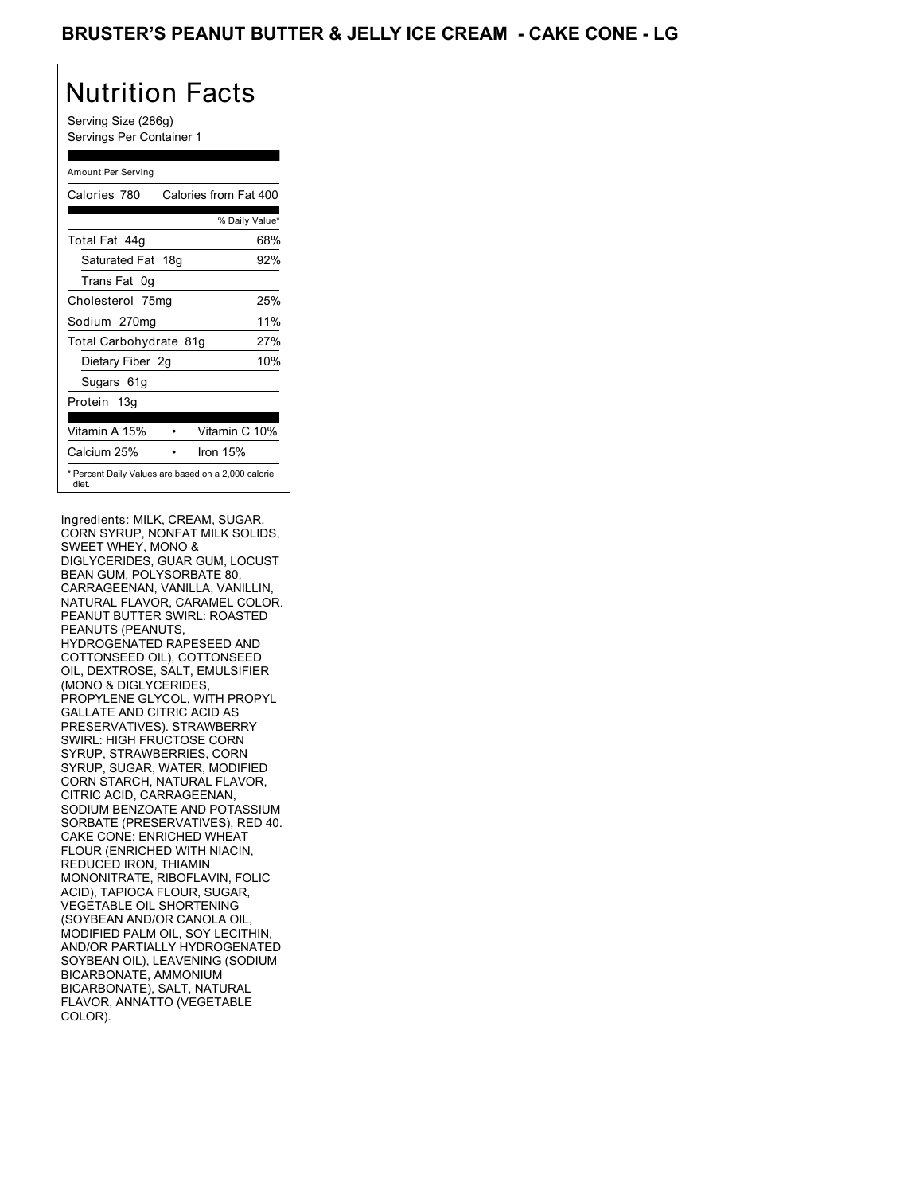# BRUSTER'S PEANUT BUTTER & JELLY ICE CREAM - CAKE CONE - LG

## Nutrition Facts

Serving Size (286g)
Servings Per Container 1

| Amount Per Serving | |
|---|---|
| Calories 780 | Calories from Fat 400 |
| | % Daily Value* |
| Total Fat 44g | 68% |
| Saturated Fat 18g | 92% |
| Trans Fat 0g | |
| Cholesterol 75mg | 25% |
| Sodium 270mg | 11% |
| Total Carbohydrate 81g | 27% |
| Dietary Fiber 2g | 10% |
| Sugars 61g | |
| Protein 13g | |
| Vitamin A 15% | Vitamin C 10% |
| Calcium 25% | Iron 15% |

* Percent Daily Values are based on a 2,000 calorie diet.

Ingredients: MILK, CREAM, SUGAR, CORN SYRUP, NONFAT MILK SOLIDS, SWEET WHEY, MONO & DIGLYCERIDES, GUAR GUM, LOCUST BEAN GUM, POLYSORBATE 80, CARRAGEENAN, VANILLA, VANILLIN, NATURAL FLAVOR, CARAMEL COLOR. PEANUT BUTTER SWIRL: ROASTED PEANUTS (PEANUTS, HYDROGENATED RAPESEED AND COTTONSEED OIL), COTTONSEED OIL, DEXTROSE, SALT, EMULSIFIER (MONO & DIGLYCERIDES, PROPYLENE GLYCOL, WITH PROPYL GALLATE AND CITRIC ACID AS PRESERVATIVES). STRAWBERRY SWIRL: HIGH FRUCTOSE CORN SYRUP, STRAWBERRIES, CORN SYRUP, SUGAR, WATER, MODIFIED CORN STARCH, NATURAL FLAVOR, CITRIC ACID, CARRAGEENAN, SODIUM BENZOATE AND POTASSIUM SORBATE (PRESERVATIVES), RED 40. CAKE CONE: ENRICHED WHEAT FLOUR (ENRICHED WITH NIACIN, REDUCED IRON, THIAMIN MONONITRATE, RIBOFLAVIN, FOLIC ACID), TAPIOCA FLOUR, SUGAR, VEGETABLE OIL SHORTENING (SOYBEAN AND/OR CANOLA OIL, MODIFIED PALM OIL, SOY LECITHIN, AND/OR PARTIALLY HYDROGENATED SOYBEAN OIL), LEAVENING (SODIUM BICARBONATE, AMMONIUM BICARBONATE), SALT, NATURAL FLAVOR, ANNATTO (VEGETABLE COLOR).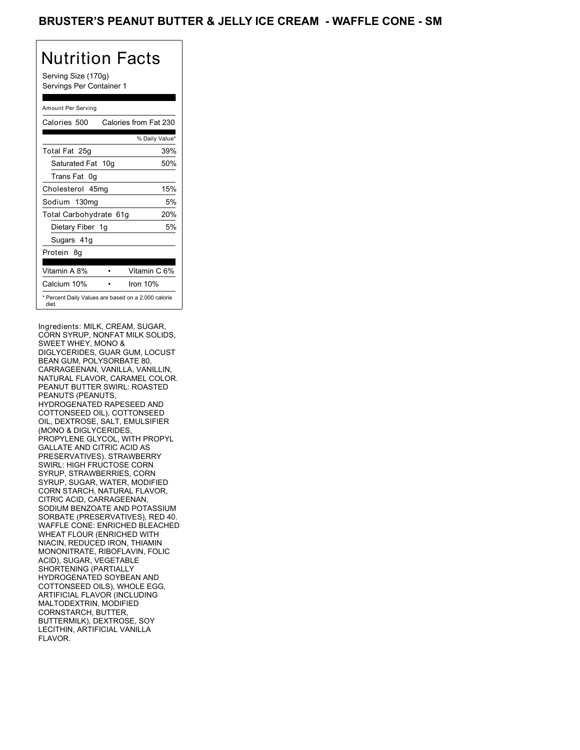# BRUSTER'S PEANUT BUTTER & JELLY ICE CREAM - WAFFLE CONE - SM

## Nutrition Facts

Serving Size (170g)
Servings Per Container 1

Amount Per Serving

| | |
|---|---|
| Calories 500 | Calories from Fat 230 |
| | % Daily Value* |
| Total Fat 25g | 39% |
| Saturated Fat 10g | 50% |
| Trans Fat 0g | |
| Cholesterol 45mg | 15% |
| Sodium 130mg | 5% |
| Total Carbohydrate 61g | 20% |
| Dietary Fiber 1g | 5% |
| Sugars 41g | |
| Protein 8g | |
| Vitamin A 8% | Vitamin C 6% |
| Calcium 10% | Iron 10% |

* Percent Daily Values are based on a 2,000 calorie diet.

Ingredients: MILK, CREAM, SUGAR, CORN SYRUP, NONFAT MILK SOLIDS, SWEET WHEY, MONO & DIGLYCERIDES, GUAR GUM, LOCUST BEAN GUM, POLYSORBATE 80, CARRAGEENAN, VANILLA, VANILLIN, NATURAL FLAVOR, CARAMEL COLOR. PEANUT BUTTER SWIRL: ROASTED PEANUTS (PEANUTS, HYDROGENATED RAPESEED AND COTTONSEED OIL), COTTONSEED OIL, DEXTROSE, SALT, EMULSIFIER (MONO & DIGLYCERIDES, PROPYLENE GLYCOL, WITH PROPYL GALLATE AND CITRIC ACID AS PRESERVATIVES). STRAWBERRY SWIRL: HIGH FRUCTOSE CORN SYRUP, STRAWBERRIES, CORN SYRUP, SUGAR, WATER, MODIFIED CORN STARCH, NATURAL FLAVOR, CITRIC ACID, CARRAGEENAN, SODIUM BENZOATE AND POTASSIUM SORBATE (PRESERVATIVES), RED 40. WAFFLE CONE: ENRICHED BLEACHED WHEAT FLOUR (ENRICHED WITH NIACIN, REDUCED IRON, THIAMIN MONONITRATE, RIBOFLAVIN, FOLIC ACID), SUGAR, VEGETABLE SHORTENING (PARTIALLY HYDROGENATED SOYBEAN AND COTTONSEED OILS), WHOLE EGG, ARTIFICIAL FLAVOR (INCLUDING MALTODEXTRIN, MODIFIED CORNSTARCH, BUTTER, BUTTERMILK), DEXTROSE, SOY LECITHIN, ARTIFICIAL VANILLA FLAVOR.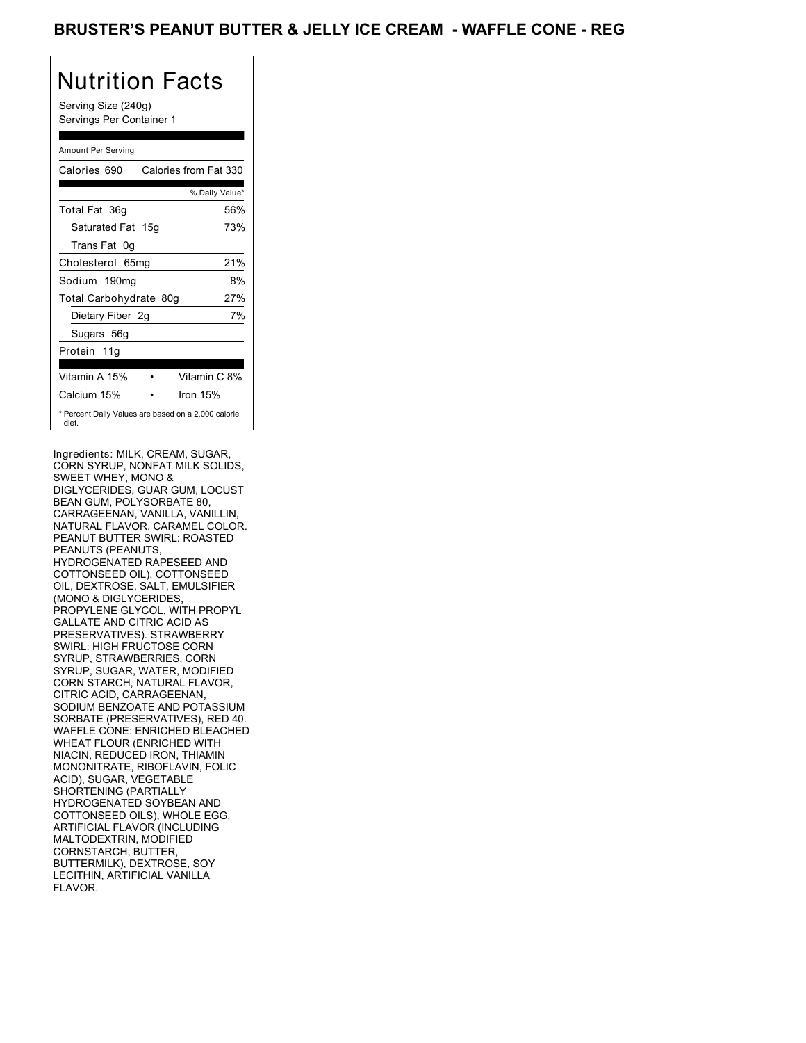# BRUSTER'S PEANUT BUTTER & JELLY ICE CREAM - WAFFLE CONE - REG

## Nutrition Facts

Serving Size (240g)
Servings Per Container 1

Amount Per Serving

| Calories 690 | Calories from Fat 330 |
|---|---|
| | % Daily Value* |
| Total Fat 36g | 56% |
| Saturated Fat 15g | 73% |
| Trans Fat 0g | |
| Cholesterol 65mg | 21% |
| Sodium 190mg | 8% |
| Total Carbohydrate 80g | 27% |
| Dietary Fiber 2g | 7% |
| Sugars 56g | |
| Protein 11g | |
| Vitamin A 15% • | Vitamin C 8% |
| Calcium 15% • | Iron 15% |

* Percent Daily Values are based on a 2,000 calorie diet.

Ingredients: MILK, CREAM, SUGAR, CORN SYRUP, NONFAT MILK SOLIDS, SWEET WHEY, MONO & DIGLYCERIDES, GUAR GUM, LOCUST BEAN GUM, POLYSORBATE 80, CARRAGEENAN, VANILLA, VANILLIN, NATURAL FLAVOR, CARAMEL COLOR. PEANUT BUTTER SWIRL: ROASTED PEANUTS (PEANUTS, HYDROGENATED RAPESEED AND COTTONSEED OIL), COTTONSEED OIL, DEXTROSE, SALT, EMULSIFIER (MONO & DIGLYCERIDES, PROPYLENE GLYCOL, WITH PROPYL GALLATE AND CITRIC ACID AS PRESERVATIVES). STRAWBERRY SWIRL: HIGH FRUCTOSE CORN SYRUP, STRAWBERRIES, CORN SYRUP, SUGAR, WATER, MODIFIED CORN STARCH, NATURAL FLAVOR, CITRIC ACID, CARRAGEENAN, SODIUM BENZOATE AND POTASSIUM SORBATE (PRESERVATIVES), RED 40. WAFFLE CONE: ENRICHED BLEACHED WHEAT FLOUR (ENRICHED WITH NIACIN, REDUCED IRON, THIAMIN MONONITRATE, RIBOFLAVIN, FOLIC ACID), SUGAR, VEGETABLE SHORTENING (PARTIALLY HYDROGENATED SOYBEAN AND COTTONSEED OILS), WHOLE EGG, ARTIFICIAL FLAVOR (INCLUDING MALTODEXTRIN, MODIFIED CORNSTARCH, BUTTER, BUTTERMILK), DEXTROSE, SOY LECITHIN, ARTIFICIAL VANILLA FLAVOR.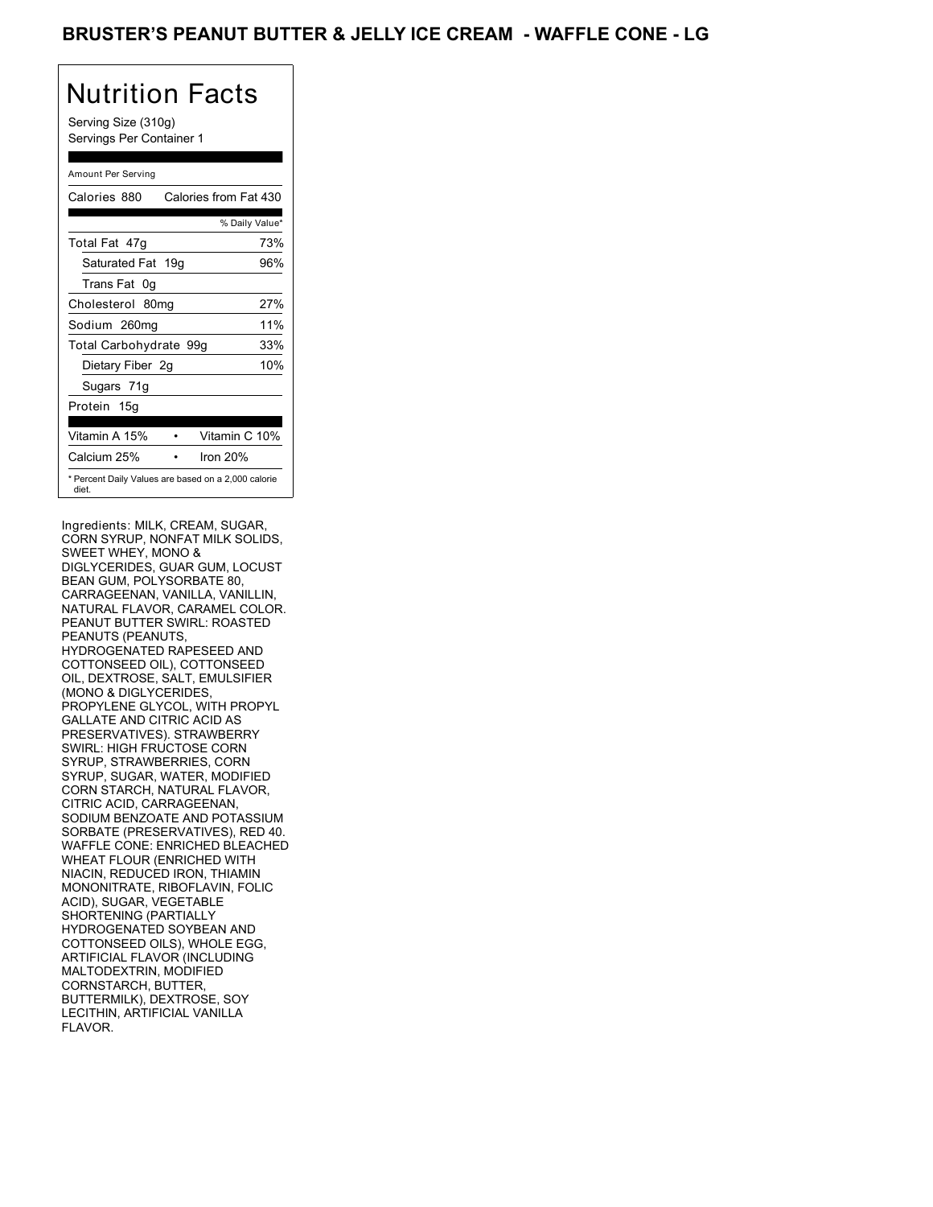# BRUSTER'S PEANUT BUTTER & JELLY ICE CREAM - WAFFLE CONE - LG

## Nutrition Facts

Serving Size (310g)
Servings Per Container 1

Amount Per Serving

| | |
|---|---|
| Calories 880 | Calories from Fat 430 |
| | % Daily Value* |
| Total Fat 47g | 73% |
| Saturated Fat 19g | 96% |
| Trans Fat 0g | |
| Cholesterol 80mg | 27% |
| Sodium 260mg | 11% |
| Total Carbohydrate 99g | 33% |
| Dietary Fiber 2g | 10% |
| Sugars 71g | |
| Protein 15g | |
| Vitamin A 15% | Vitamin C 10% |
| Calcium 25% | Iron 20% |

* Percent Daily Values are based on a 2,000 calorie diet.

Ingredients: MILK, CREAM, SUGAR, CORN SYRUP, NONFAT MILK SOLIDS, SWEET WHEY, MONO & DIGLYCERIDES, GUAR GUM, LOCUST BEAN GUM, POLYSORBATE 80, CARRAGEENAN, VANILLA, VANILLIN, NATURAL FLAVOR, CARAMEL COLOR. PEANUT BUTTER SWIRL: ROASTED PEANUTS (PEANUTS, HYDROGENATED RAPESEED AND COTTONSEED OIL), COTTONSEED OIL, DEXTROSE, SALT, EMULSIFIER (MONO & DIGLYCERIDES, PROPYLENE GLYCOL, WITH PROPYL GALLATE AND CITRIC ACID AS PRESERVATIVES). STRAWBERRY SWIRL: HIGH FRUCTOSE CORN SYRUP, STRAWBERRIES, CORN SYRUP, SUGAR, WATER, MODIFIED CORN STARCH, NATURAL FLAVOR, CITRIC ACID, CARRAGEENAN, SODIUM BENZOATE AND POTASSIUM SORBATE (PRESERVATIVES), RED 40. WAFFLE CONE: ENRICHED BLEACHED WHEAT FLOUR (ENRICHED WITH NIACIN, REDUCED IRON, THIAMIN MONONITRATE, RIBOFLAVIN, FOLIC ACID), SUGAR, VEGETABLE SHORTENING (PARTIALLY HYDROGENATED SOYBEAN AND COTTONSEED OILS), WHOLE EGG, ARTIFICIAL FLAVOR (INCLUDING MALTODEXTRIN, MODIFIED CORNSTARCH, BUTTER, BUTTERMILK), DEXTROSE, SOY LECITHIN, ARTIFICIAL VANILLA FLAVOR.